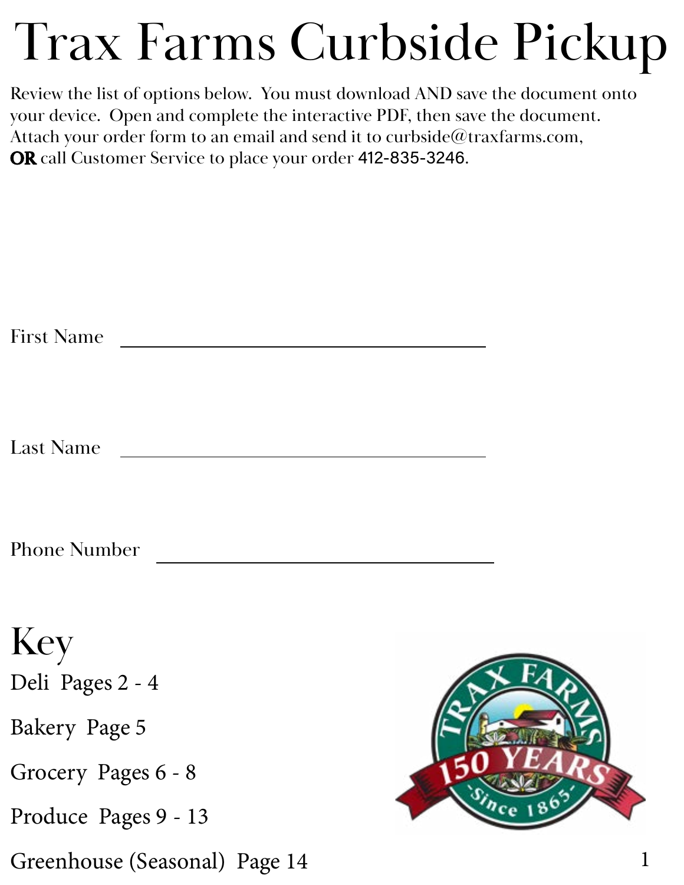# Trax Farms Curbside Pickup

Review the list of options below. You must download AND save the document onto your device. Open and complete the interactive PDF, then save the document. Attach your order form to an email and send it to curbside@traxfarms.com, **OR** call Customer Service to place your order 412-835-3246.

First Name ______________________________

Last Name ______________________________

Phone Number ______________________________

## Key

Deli Pages 2 - 4

Bakery Page 5

Grocery Pages 6 - 8

Produce Pages 9 - 13

Greenhouse (Seasonal) Page 14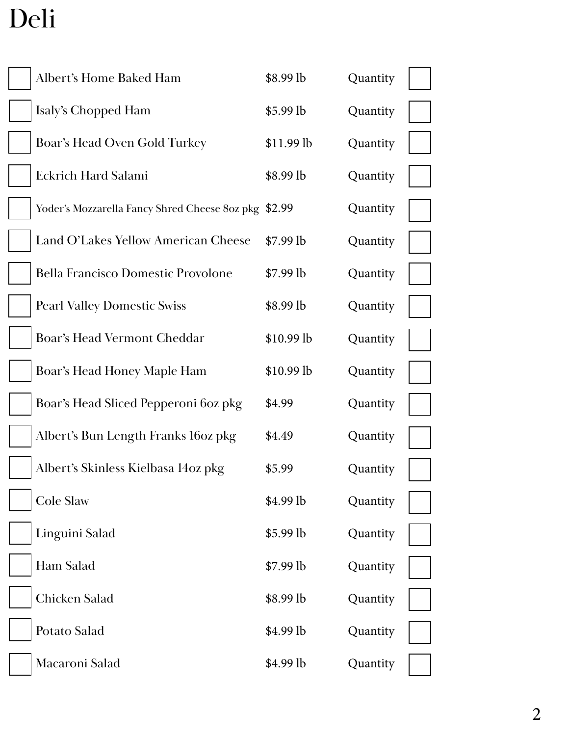# Deli

| | Item | Price | | |
|---|---|---|---|---|
| ☐ | Albert's Home Baked Ham | $8.99 lb | Quantity | ☐ |
| ☐ | Isaly's Chopped Ham | $5.99 lb | Quantity | ☐ |
| ☐ | Boar's Head Oven Gold Turkey | $11.99 lb | Quantity | ☐ |
| ☐ | Eckrich Hard Salami | $8.99 lb | Quantity | ☐ |
| ☐ | Yoder's Mozzarella Fancy Shred Cheese 8oz pkg | $2.99 | Quantity | ☐ |
| ☐ | Land O'Lakes Yellow American Cheese | $7.99 lb | Quantity | ☐ |
| ☐ | Bella Francisco Domestic Provolone | $7.99 lb | Quantity | ☐ |
| ☐ | Pearl Valley Domestic Swiss | $8.99 lb | Quantity | ☐ |
| ☐ | Boar's Head Vermont Cheddar | $10.99 lb | Quantity | ☐ |
| ☐ | Boar's Head Honey Maple Ham | $10.99 lb | Quantity | ☐ |
| ☐ | Boar's Head Sliced Pepperoni 6oz pkg | $4.99 | Quantity | ☐ |
| ☐ | Albert's Bun Length Franks 16oz pkg | $4.49 | Quantity | ☐ |
| ☐ | Albert's Skinless Kielbasa 14oz pkg | $5.99 | Quantity | ☐ |
| ☐ | Cole Slaw | $4.99 lb | Quantity | ☐ |
| ☐ | Linguini Salad | $5.99 lb | Quantity | ☐ |
| ☐ | Ham Salad | $7.99 lb | Quantity | ☐ |
| ☐ | Chicken Salad | $8.99 lb | Quantity | ☐ |
| ☐ | Potato Salad | $4.99 lb | Quantity | ☐ |
| ☐ | Macaroni Salad | $4.99 lb | Quantity | ☐ |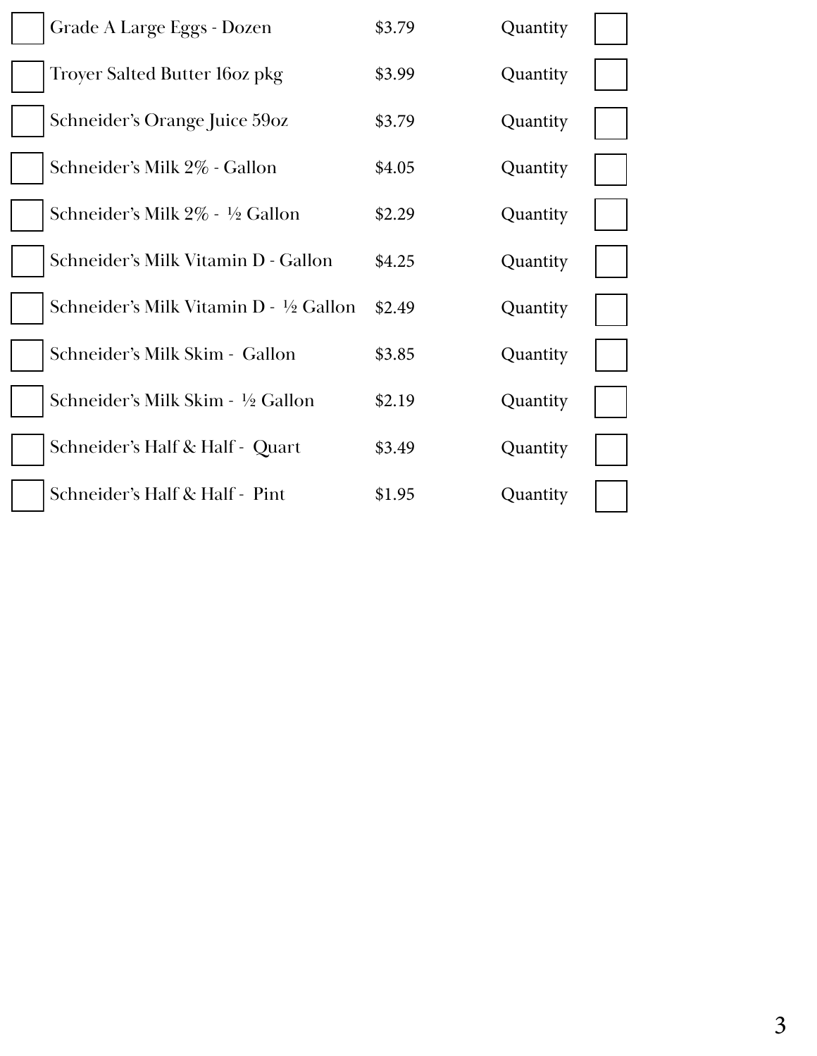| | Item | Price | | |
|---|---|---|---|---|
| ☐ | Grade A Large Eggs - Dozen | $3.79 | Quantity | ☐ |
| ☐ | Troyer Salted Butter 16oz pkg | $3.99 | Quantity | ☐ |
| ☐ | Schneider's Orange Juice 59oz | $3.79 | Quantity | ☐ |
| ☐ | Schneider's Milk 2% - Gallon | $4.05 | Quantity | ☐ |
| ☐ | Schneider's Milk 2% - ½ Gallon | $2.29 | Quantity | ☐ |
| ☐ | Schneider's Milk Vitamin D - Gallon | $4.25 | Quantity | ☐ |
| ☐ | Schneider's Milk Vitamin D - ½ Gallon | $2.49 | Quantity | ☐ |
| ☐ | Schneider's Milk Skim - Gallon | $3.85 | Quantity | ☐ |
| ☐ | Schneider's Milk Skim - ½ Gallon | $2.19 | Quantity | ☐ |
| ☐ | Schneider's Half & Half - Quart | $3.49 | Quantity | ☐ |
| ☐ | Schneider's Half & Half - Pint | $1.95 | Quantity | ☐ |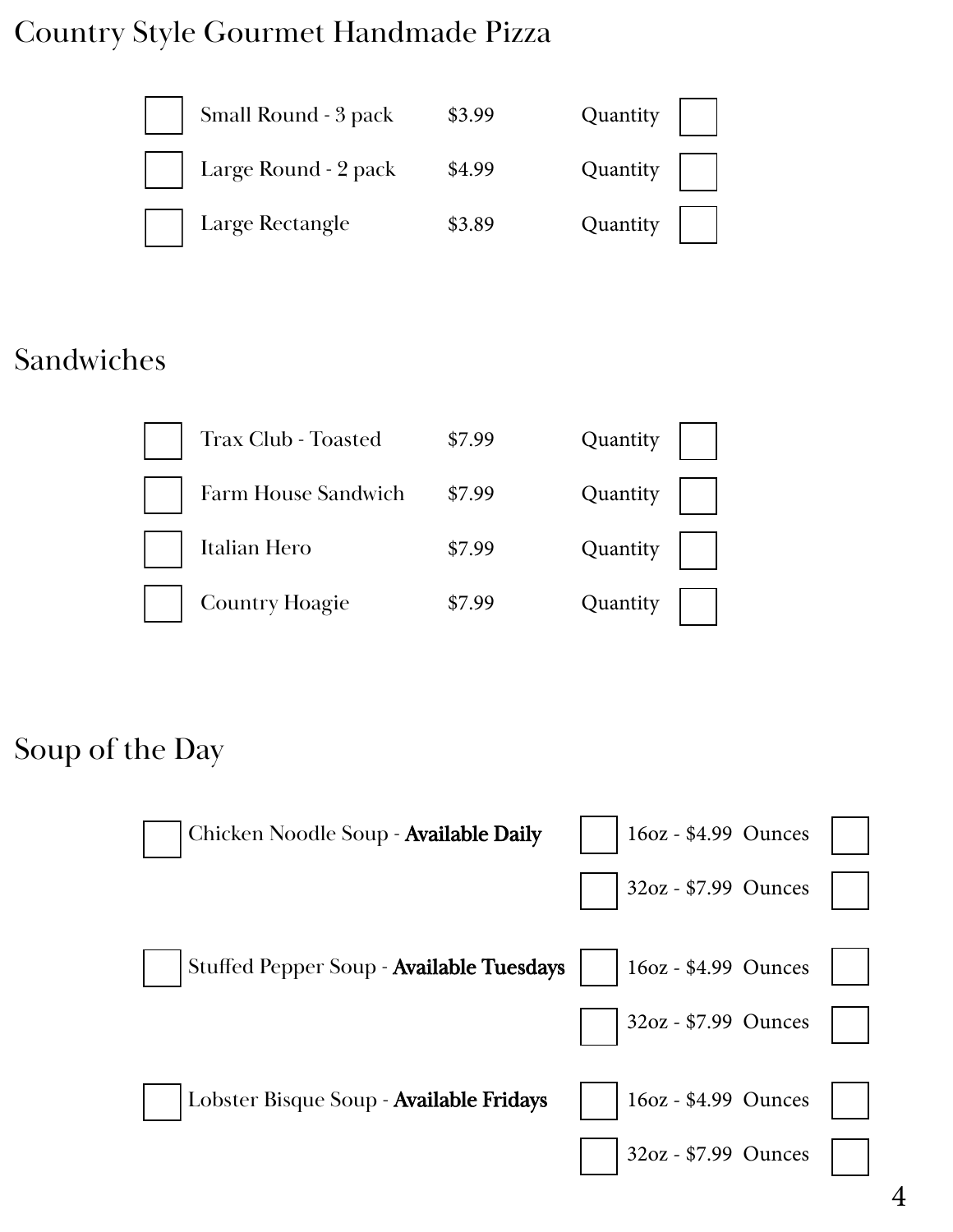## Country Style Gourmet Handmade Pizza

| | Item | Price | | |
|---|---|---|---|---|
| ☐ | Small Round - 3 pack | $3.99 | Quantity | ☐ |
| ☐ | Large Round - 2 pack | $4.99 | Quantity | ☐ |
| ☐ | Large Rectangle | $3.89 | Quantity | ☐ |

## Sandwiches

| | Item | Price | | |
|---|---|---|---|---|
| ☐ | Trax Club - Toasted | $7.99 | Quantity | ☐ |
| ☐ | Farm House Sandwich | $7.99 | Quantity | ☐ |
| ☐ | Italian Hero | $7.99 | Quantity | ☐ |
| ☐ | Country Hoagie | $7.99 | Quantity | ☐ |

## Soup of the Day

| | Soup | | Size - Price | | |
|---|---|---|---|---|---|
| ☐ | Chicken Noodle Soup - **Available Daily** | ☐ | 16oz - $4.99 | Ounces | ☐ |
| | | ☐ | 32oz - $7.99 | Ounces | ☐ |
| ☐ | Stuffed Pepper Soup - **Available Tuesdays** | ☐ | 16oz - $4.99 | Ounces | ☐ |
| | | ☐ | 32oz - $7.99 | Ounces | ☐ |
| ☐ | Lobster Bisque Soup - **Available Fridays** | ☐ | 16oz - $4.99 | Ounces | ☐ |
| | | ☐ | 32oz - $7.99 | Ounces | ☐ |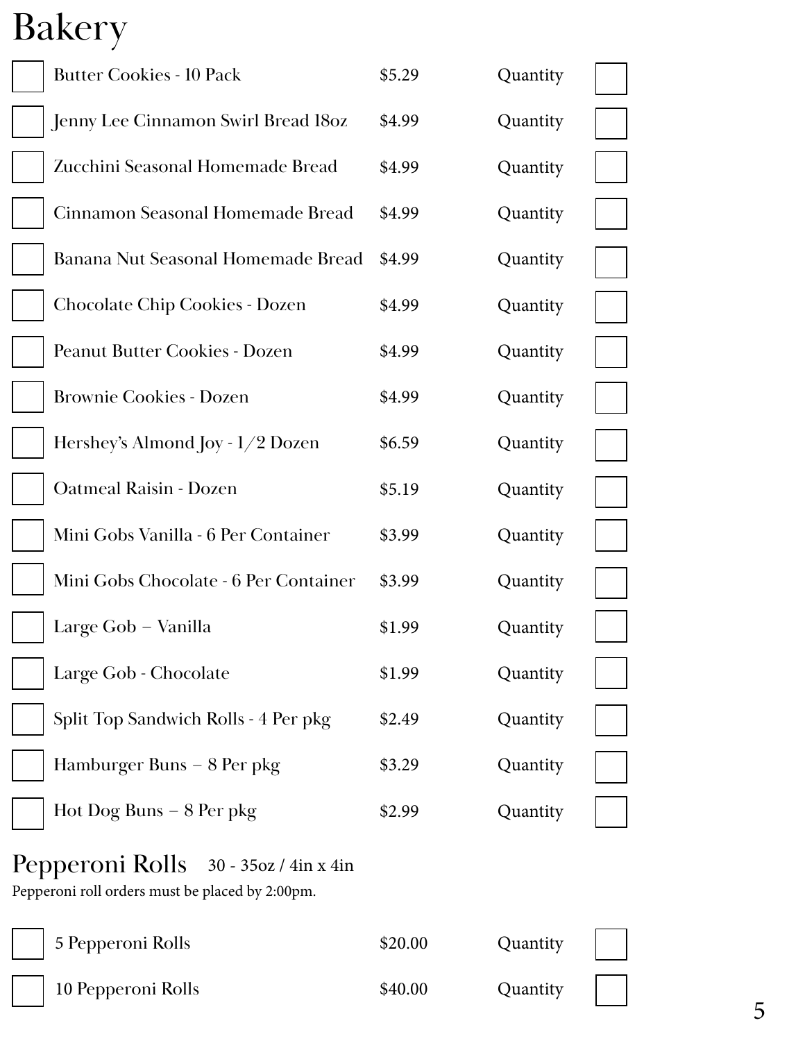# Bakery

| Item | Price | Quantity |
|---|---|---|
| Butter Cookies - 10 Pack | $5.29 | |
| Jenny Lee Cinnamon Swirl Bread 18oz | $4.99 | |
| Zucchini Seasonal Homemade Bread | $4.99 | |
| Cinnamon Seasonal Homemade Bread | $4.99 | |
| Banana Nut Seasonal Homemade Bread | $4.99 | |
| Chocolate Chip Cookies - Dozen | $4.99 | |
| Peanut Butter Cookies - Dozen | $4.99 | |
| Brownie Cookies - Dozen | $4.99 | |
| Hershey's Almond Joy - 1/2 Dozen | $6.59 | |
| Oatmeal Raisin - Dozen | $5.19 | |
| Mini Gobs Vanilla - 6 Per Container | $3.99 | |
| Mini Gobs Chocolate - 6 Per Container | $3.99 | |
| Large Gob – Vanilla | $1.99 | |
| Large Gob - Chocolate | $1.99 | |
| Split Top Sandwich Rolls - 4 Per pkg | $2.49 | |
| Hamburger Buns – 8 Per pkg | $3.29 | |
| Hot Dog Buns – 8 Per pkg | $2.99 | |

## Pepperoni Rolls 30 - 35oz / 4in x 4in

Pepperoni roll orders must be placed by 2:00pm.

| Item | Price | Quantity |
|---|---|---|
| 5 Pepperoni Rolls | $20.00 | |
| 10 Pepperoni Rolls | $40.00 | |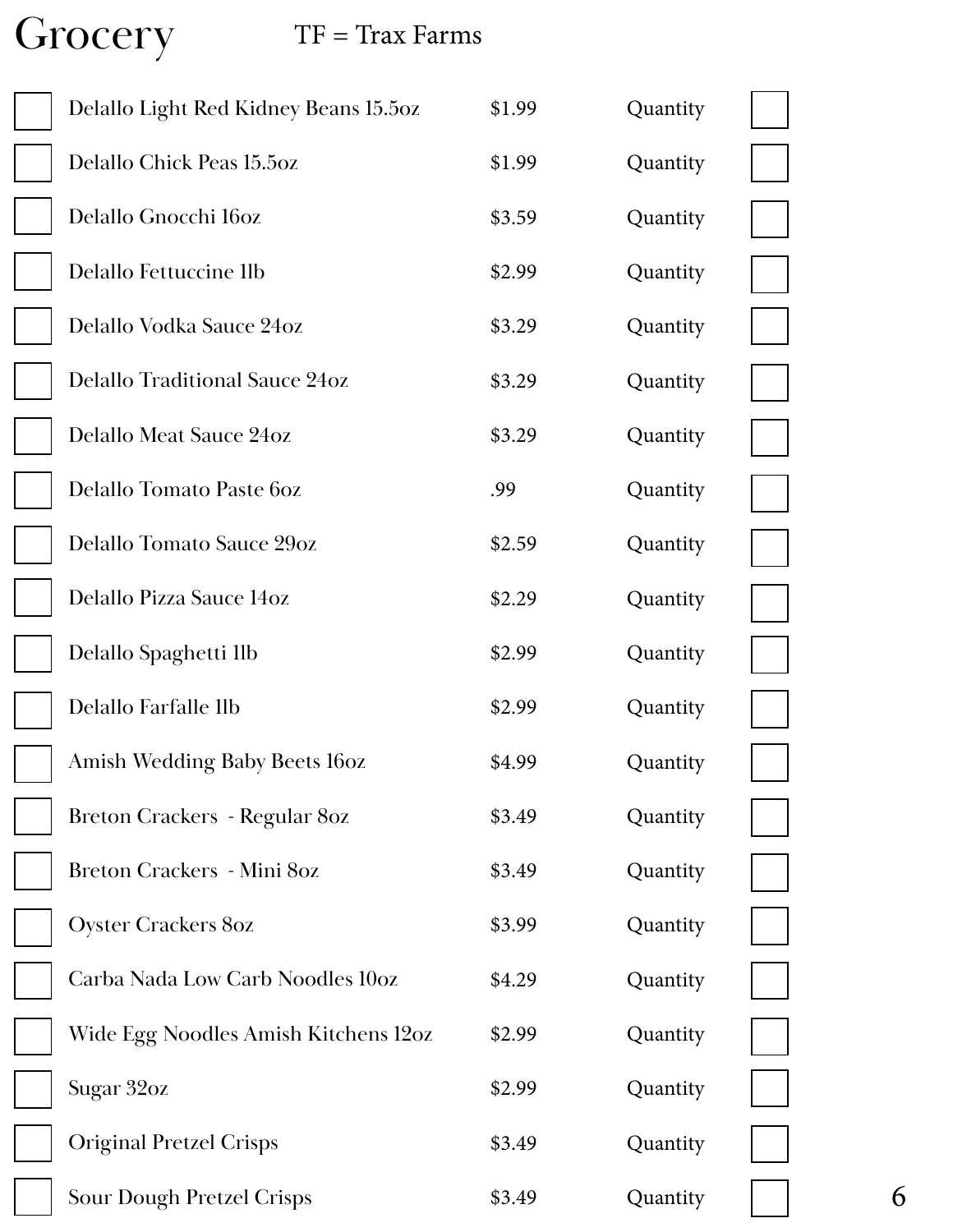# Grocery

TF = Trax Farms

| | Item | Price | | |
|---|---|---|---|---|
| ☐ | Delallo Light Red Kidney Beans 15.5oz | $1.99 | Quantity | ☐ |
| ☐ | Delallo Chick Peas 15.5oz | $1.99 | Quantity | ☐ |
| ☐ | Delallo Gnocchi 16oz | $3.59 | Quantity | ☐ |
| ☐ | Delallo Fettuccine 1lb | $2.99 | Quantity | ☐ |
| ☐ | Delallo Vodka Sauce 24oz | $3.29 | Quantity | ☐ |
| ☐ | Delallo Traditional Sauce 24oz | $3.29 | Quantity | ☐ |
| ☐ | Delallo Meat Sauce 24oz | $3.29 | Quantity | ☐ |
| ☐ | Delallo Tomato Paste 6oz | .99 | Quantity | ☐ |
| ☐ | Delallo Tomato Sauce 29oz | $2.59 | Quantity | ☐ |
| ☐ | Delallo Pizza Sauce 14oz | $2.29 | Quantity | ☐ |
| ☐ | Delallo Spaghetti 1lb | $2.99 | Quantity | ☐ |
| ☐ | Delallo Farfalle 1lb | $2.99 | Quantity | ☐ |
| ☐ | Amish Wedding Baby Beets 16oz | $4.99 | Quantity | ☐ |
| ☐ | Breton Crackers - Regular 8oz | $3.49 | Quantity | ☐ |
| ☐ | Breton Crackers - Mini 8oz | $3.49 | Quantity | ☐ |
| ☐ | Oyster Crackers 8oz | $3.99 | Quantity | ☐ |
| ☐ | Carba Nada Low Carb Noodles 10oz | $4.29 | Quantity | ☐ |
| ☐ | Wide Egg Noodles Amish Kitchens 12oz | $2.99 | Quantity | ☐ |
| ☐ | Sugar 32oz | $2.99 | Quantity | ☐ |
| ☐ | Original Pretzel Crisps | $3.49 | Quantity | ☐ |
| ☐ | Sour Dough Pretzel Crisps | $3.49 | Quantity | ☐ |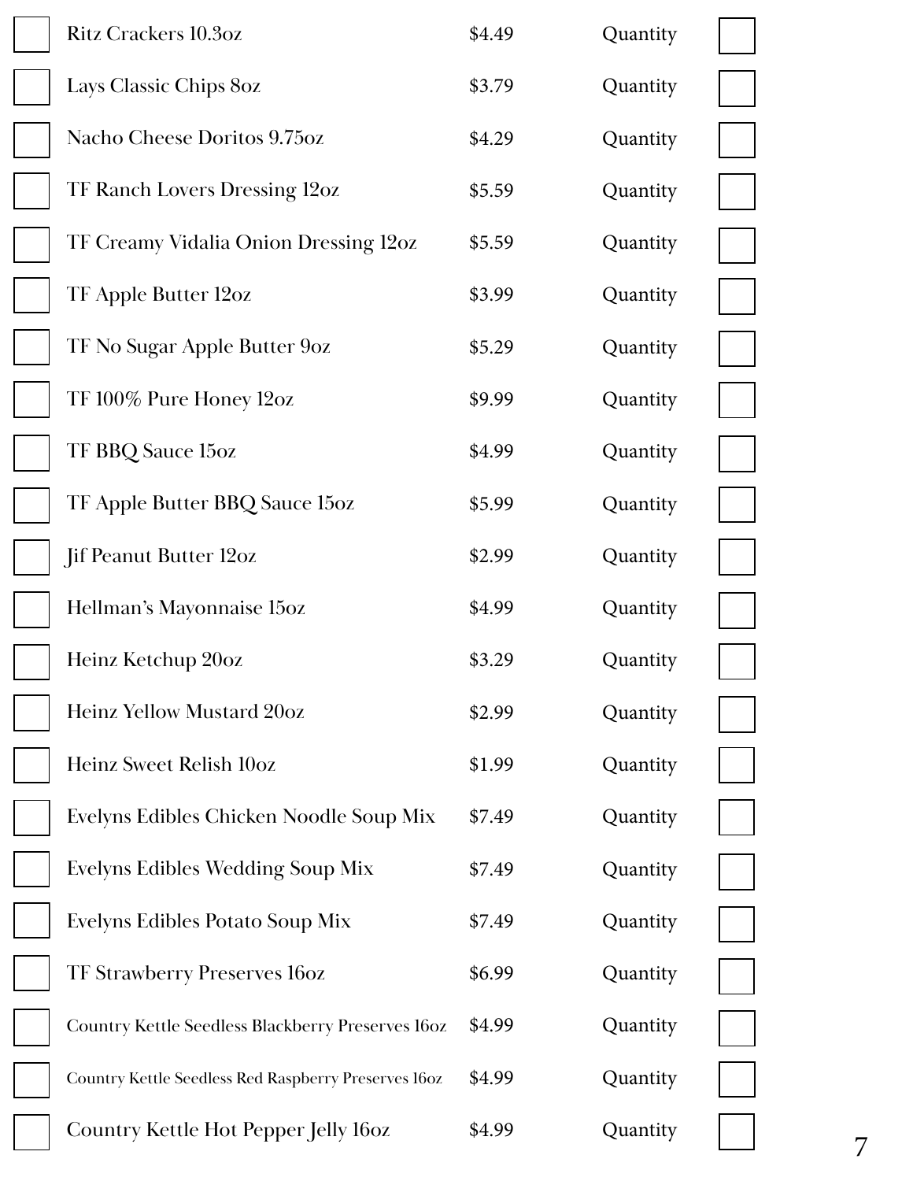| | Item | Price | | |
|---|---|---|---|---|
| ☐ | Ritz Crackers 10.3oz | $4.49 | Quantity | ☐ |
| ☐ | Lays Classic Chips 8oz | $3.79 | Quantity | ☐ |
| ☐ | Nacho Cheese Doritos 9.75oz | $4.29 | Quantity | ☐ |
| ☐ | TF Ranch Lovers Dressing 12oz | $5.59 | Quantity | ☐ |
| ☐ | TF Creamy Vidalia Onion Dressing 12oz | $5.59 | Quantity | ☐ |
| ☐ | TF Apple Butter 12oz | $3.99 | Quantity | ☐ |
| ☐ | TF No Sugar Apple Butter 9oz | $5.29 | Quantity | ☐ |
| ☐ | TF 100% Pure Honey 12oz | $9.99 | Quantity | ☐ |
| ☐ | TF BBQ Sauce 15oz | $4.99 | Quantity | ☐ |
| ☐ | TF Apple Butter BBQ Sauce 15oz | $5.99 | Quantity | ☐ |
| ☐ | Jif Peanut Butter 12oz | $2.99 | Quantity | ☐ |
| ☐ | Hellman's Mayonnaise 15oz | $4.99 | Quantity | ☐ |
| ☐ | Heinz Ketchup 20oz | $3.29 | Quantity | ☐ |
| ☐ | Heinz Yellow Mustard 20oz | $2.99 | Quantity | ☐ |
| ☐ | Heinz Sweet Relish 10oz | $1.99 | Quantity | ☐ |
| ☐ | Evelyns Edibles Chicken Noodle Soup Mix | $7.49 | Quantity | ☐ |
| ☐ | Evelyns Edibles Wedding Soup Mix | $7.49 | Quantity | ☐ |
| ☐ | Evelyns Edibles Potato Soup Mix | $7.49 | Quantity | ☐ |
| ☐ | TF Strawberry Preserves 16oz | $6.99 | Quantity | ☐ |
| ☐ | Country Kettle Seedless Blackberry Preserves 16oz | $4.99 | Quantity | ☐ |
| ☐ | Country Kettle Seedless Red Raspberry Preserves 16oz | $4.99 | Quantity | ☐ |
| ☐ | Country Kettle Hot Pepper Jelly 16oz | $4.99 | Quantity | ☐ |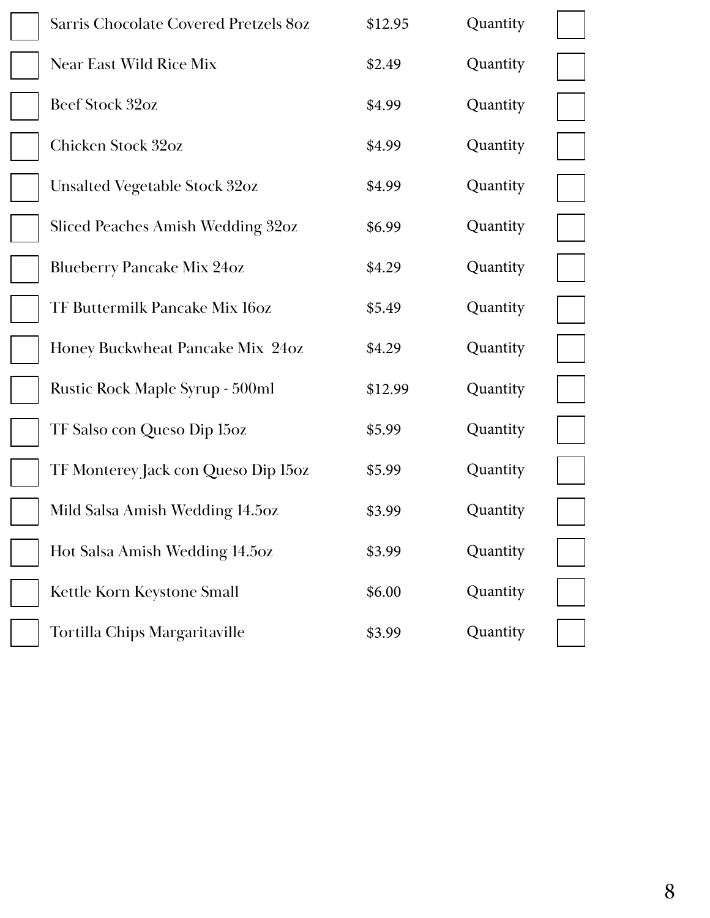| | Item | Price | | |
|---|---|---|---|---|
| ☐ | Sarris Chocolate Covered Pretzels 8oz | $12.95 | Quantity | ☐ |
| ☐ | Near East Wild Rice Mix | $2.49 | Quantity | ☐ |
| ☐ | Beef Stock 32oz | $4.99 | Quantity | ☐ |
| ☐ | Chicken Stock 32oz | $4.99 | Quantity | ☐ |
| ☐ | Unsalted Vegetable Stock 32oz | $4.99 | Quantity | ☐ |
| ☐ | Sliced Peaches Amish Wedding 32oz | $6.99 | Quantity | ☐ |
| ☐ | Blueberry Pancake Mix 24oz | $4.29 | Quantity | ☐ |
| ☐ | TF Buttermilk Pancake Mix 16oz | $5.49 | Quantity | ☐ |
| ☐ | Honey Buckwheat Pancake Mix 24oz | $4.29 | Quantity | ☐ |
| ☐ | Rustic Rock Maple Syrup - 500ml | $12.99 | Quantity | ☐ |
| ☐ | TF Salso con Queso Dip 15oz | $5.99 | Quantity | ☐ |
| ☐ | TF Monterey Jack con Queso Dip 15oz | $5.99 | Quantity | ☐ |
| ☐ | Mild Salsa Amish Wedding 14.5oz | $3.99 | Quantity | ☐ |
| ☐ | Hot Salsa Amish Wedding 14.5oz | $3.99 | Quantity | ☐ |
| ☐ | Kettle Korn Keystone Small | $6.00 | Quantity | ☐ |
| ☐ | Tortilla Chips Margaritaville | $3.99 | Quantity | ☐ |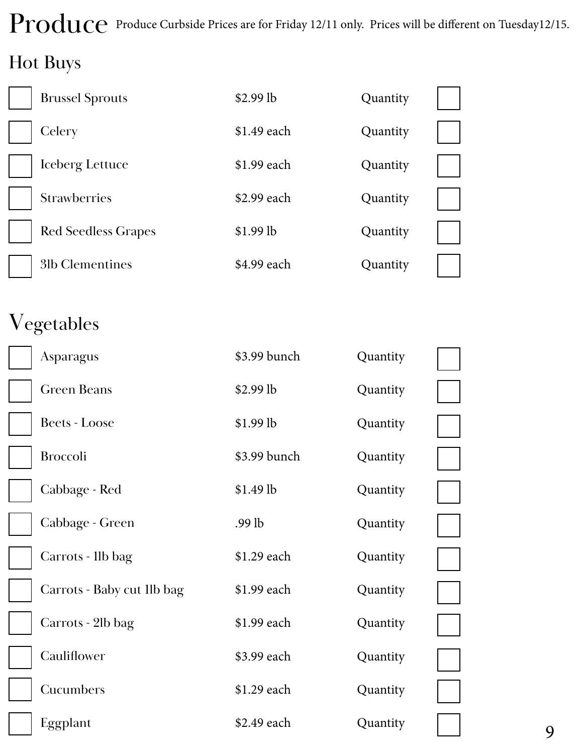# Produce

Produce Curbside Prices are for Friday 12/11 only. Prices will be different on Tuesday12/15.

## Hot Buys

| | Item | Price | | |
|---|---|---|---|---|
| ☐ | Brussel Sprouts | $2.99 lb | Quantity | ☐ |
| ☐ | Celery | $1.49 each | Quantity | ☐ |
| ☐ | Iceberg Lettuce | $1.99 each | Quantity | ☐ |
| ☐ | Strawberries | $2.99 each | Quantity | ☐ |
| ☐ | Red Seedless Grapes | $1.99 lb | Quantity | ☐ |
| ☐ | 3lb Clementines | $4.99 each | Quantity | ☐ |

## Vegetables

| | Item | Price | | |
|---|---|---|---|---|
| ☐ | Asparagus | $3.99 bunch | Quantity | ☐ |
| ☐ | Green Beans | $2.99 lb | Quantity | ☐ |
| ☐ | Beets - Loose | $1.99 lb | Quantity | ☐ |
| ☐ | Broccoli | $3.99 bunch | Quantity | ☐ |
| ☐ | Cabbage - Red | $1.49 lb | Quantity | ☐ |
| ☐ | Cabbage - Green | .99 lb | Quantity | ☐ |
| ☐ | Carrots - 1lb bag | $1.29 each | Quantity | ☐ |
| ☐ | Carrots - Baby cut 1lb bag | $1.99 each | Quantity | ☐ |
| ☐ | Carrots - 2lb bag | $1.99 each | Quantity | ☐ |
| ☐ | Cauliflower | $3.99 each | Quantity | ☐ |
| ☐ | Cucumbers | $1.29 each | Quantity | ☐ |
| ☐ | Eggplant | $2.49 each | Quantity | ☐ |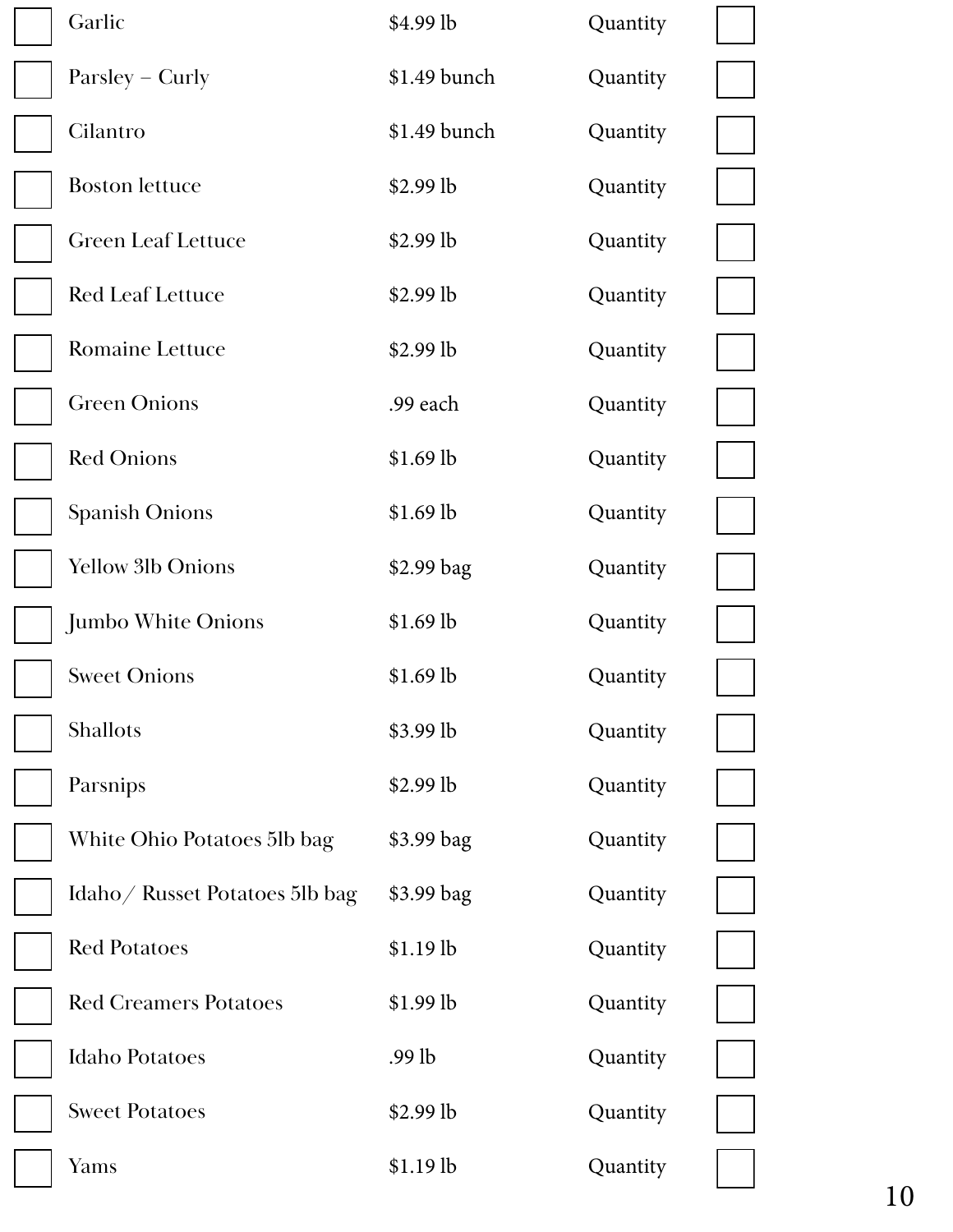| | Item | Price | | |
|---|---|---|---|---|
| ☐ | Garlic | $4.99 lb | Quantity | ☐ |
| ☐ | Parsley – Curly | $1.49 bunch | Quantity | ☐ |
| ☐ | Cilantro | $1.49 bunch | Quantity | ☐ |
| ☐ | Boston lettuce | $2.99 lb | Quantity | ☐ |
| ☐ | Green Leaf Lettuce | $2.99 lb | Quantity | ☐ |
| ☐ | Red Leaf Lettuce | $2.99 lb | Quantity | ☐ |
| ☐ | Romaine Lettuce | $2.99 lb | Quantity | ☐ |
| ☐ | Green Onions | .99 each | Quantity | ☐ |
| ☐ | Red Onions | $1.69 lb | Quantity | ☐ |
| ☐ | Spanish Onions | $1.69 lb | Quantity | ☐ |
| ☐ | Yellow 3lb Onions | $2.99 bag | Quantity | ☐ |
| ☐ | Jumbo White Onions | $1.69 lb | Quantity | ☐ |
| ☐ | Sweet Onions | $1.69 lb | Quantity | ☐ |
| ☐ | Shallots | $3.99 lb | Quantity | ☐ |
| ☐ | Parsnips | $2.99 lb | Quantity | ☐ |
| ☐ | White Ohio Potatoes 5lb bag | $3.99 bag | Quantity | ☐ |
| ☐ | Idaho/ Russet Potatoes 5lb bag | $3.99 bag | Quantity | ☐ |
| ☐ | Red Potatoes | $1.19 lb | Quantity | ☐ |
| ☐ | Red Creamers Potatoes | $1.99 lb | Quantity | ☐ |
| ☐ | Idaho Potatoes | .99 lb | Quantity | ☐ |
| ☐ | Sweet Potatoes | $2.99 lb | Quantity | ☐ |
| ☐ | Yams | $1.19 lb | Quantity | ☐ |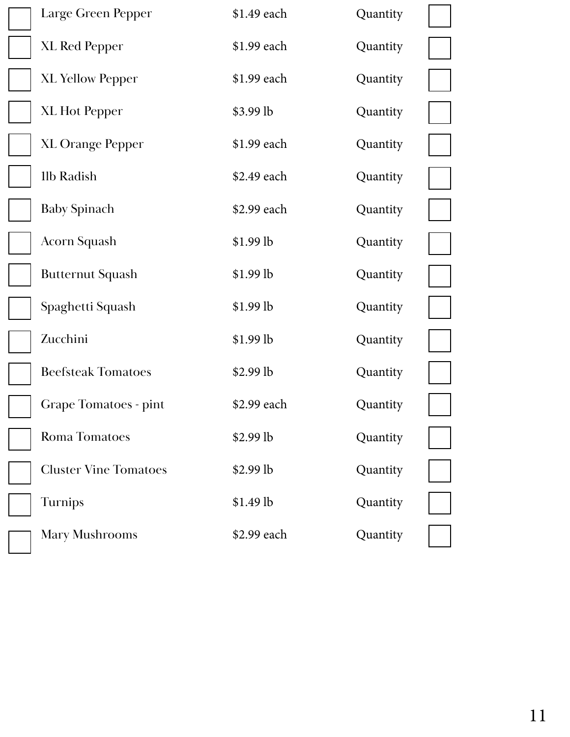| | Item | Price | | Quantity |
|---|---|---|---|---|
| ☐ | Large Green Pepper | $1.49 each | Quantity | ☐ |
| ☐ | XL Red Pepper | $1.99 each | Quantity | ☐ |
| ☐ | XL Yellow Pepper | $1.99 each | Quantity | ☐ |
| ☐ | XL Hot Pepper | $3.99 lb | Quantity | ☐ |
| ☐ | XL Orange Pepper | $1.99 each | Quantity | ☐ |
| ☐ | 1lb Radish | $2.49 each | Quantity | ☐ |
| ☐ | Baby Spinach | $2.99 each | Quantity | ☐ |
| ☐ | Acorn Squash | $1.99 lb | Quantity | ☐ |
| ☐ | Butternut Squash | $1.99 lb | Quantity | ☐ |
| ☐ | Spaghetti Squash | $1.99 lb | Quantity | ☐ |
| ☐ | Zucchini | $1.99 lb | Quantity | ☐ |
| ☐ | Beefsteak Tomatoes | $2.99 lb | Quantity | ☐ |
| ☐ | Grape Tomatoes - pint | $2.99 each | Quantity | ☐ |
| ☐ | Roma Tomatoes | $2.99 lb | Quantity | ☐ |
| ☐ | Cluster Vine Tomatoes | $2.99 lb | Quantity | ☐ |
| ☐ | Turnips | $1.49 lb | Quantity | ☐ |
| ☐ | Mary Mushrooms | $2.99 each | Quantity | ☐ |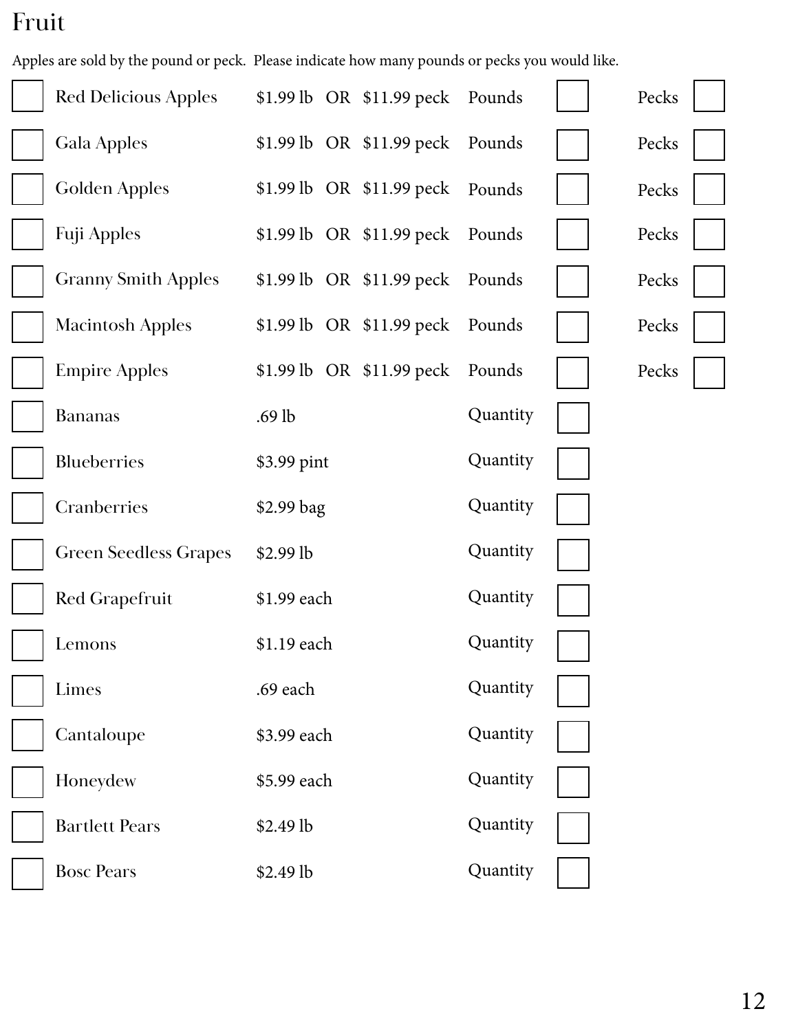# Fruit

Apples are sold by the pound or peck. Please indicate how many pounds or pecks you would like.

| | Item | Price | | | | |
|---|---|---|---|---|---|---|
| ☐ | Red Delicious Apples | $1.99 lb OR $11.99 peck | Pounds | ☐ | Pecks | ☐ |
| ☐ | Gala Apples | $1.99 lb OR $11.99 peck | Pounds | ☐ | Pecks | ☐ |
| ☐ | Golden Apples | $1.99 lb OR $11.99 peck | Pounds | ☐ | Pecks | ☐ |
| ☐ | Fuji Apples | $1.99 lb OR $11.99 peck | Pounds | ☐ | Pecks | ☐ |
| ☐ | Granny Smith Apples | $1.99 lb OR $11.99 peck | Pounds | ☐ | Pecks | ☐ |
| ☐ | Macintosh Apples | $1.99 lb OR $11.99 peck | Pounds | ☐ | Pecks | ☐ |
| ☐ | Empire Apples | $1.99 lb OR $11.99 peck | Pounds | ☐ | Pecks | ☐ |
| ☐ | Bananas | .69 lb | Quantity | ☐ | | |
| ☐ | Blueberries | $3.99 pint | Quantity | ☐ | | |
| ☐ | Cranberries | $2.99 bag | Quantity | ☐ | | |
| ☐ | Green Seedless Grapes | $2.99 lb | Quantity | ☐ | | |
| ☐ | Red Grapefruit | $1.99 each | Quantity | ☐ | | |
| ☐ | Lemons | $1.19 each | Quantity | ☐ | | |
| ☐ | Limes | .69 each | Quantity | ☐ | | |
| ☐ | Cantaloupe | $3.99 each | Quantity | ☐ | | |
| ☐ | Honeydew | $5.99 each | Quantity | ☐ | | |
| ☐ | Bartlett Pears | $2.49 lb | Quantity | ☐ | | |
| ☐ | Bosc Pears | $2.49 lb | Quantity | ☐ | | |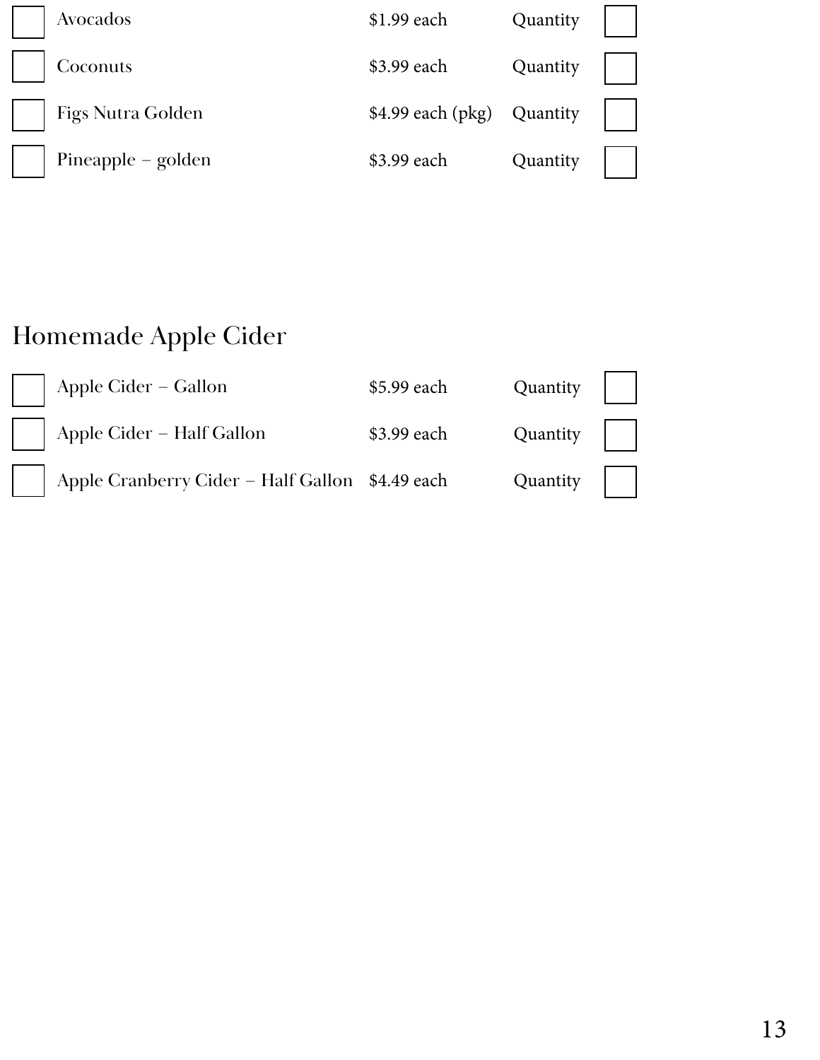| | Item | Price | | Quantity |
|---|---|---|---|---|
| ☐ | Avocados | $1.99 each | Quantity | ☐ |
| ☐ | Coconuts | $3.99 each | Quantity | ☐ |
| ☐ | Figs Nutra Golden | $4.99 each (pkg) | Quantity | ☐ |
| ☐ | Pineapple – golden | $3.99 each | Quantity | ☐ |

## Homemade Apple Cider

| | Item | Price | | Quantity |
|---|---|---|---|---|
| ☐ | Apple Cider – Gallon | $5.99 each | Quantity | ☐ |
| ☐ | Apple Cider – Half Gallon | $3.99 each | Quantity | ☐ |
| ☐ | Apple Cranberry Cider – Half Gallon | $4.49 each | Quantity | ☐ |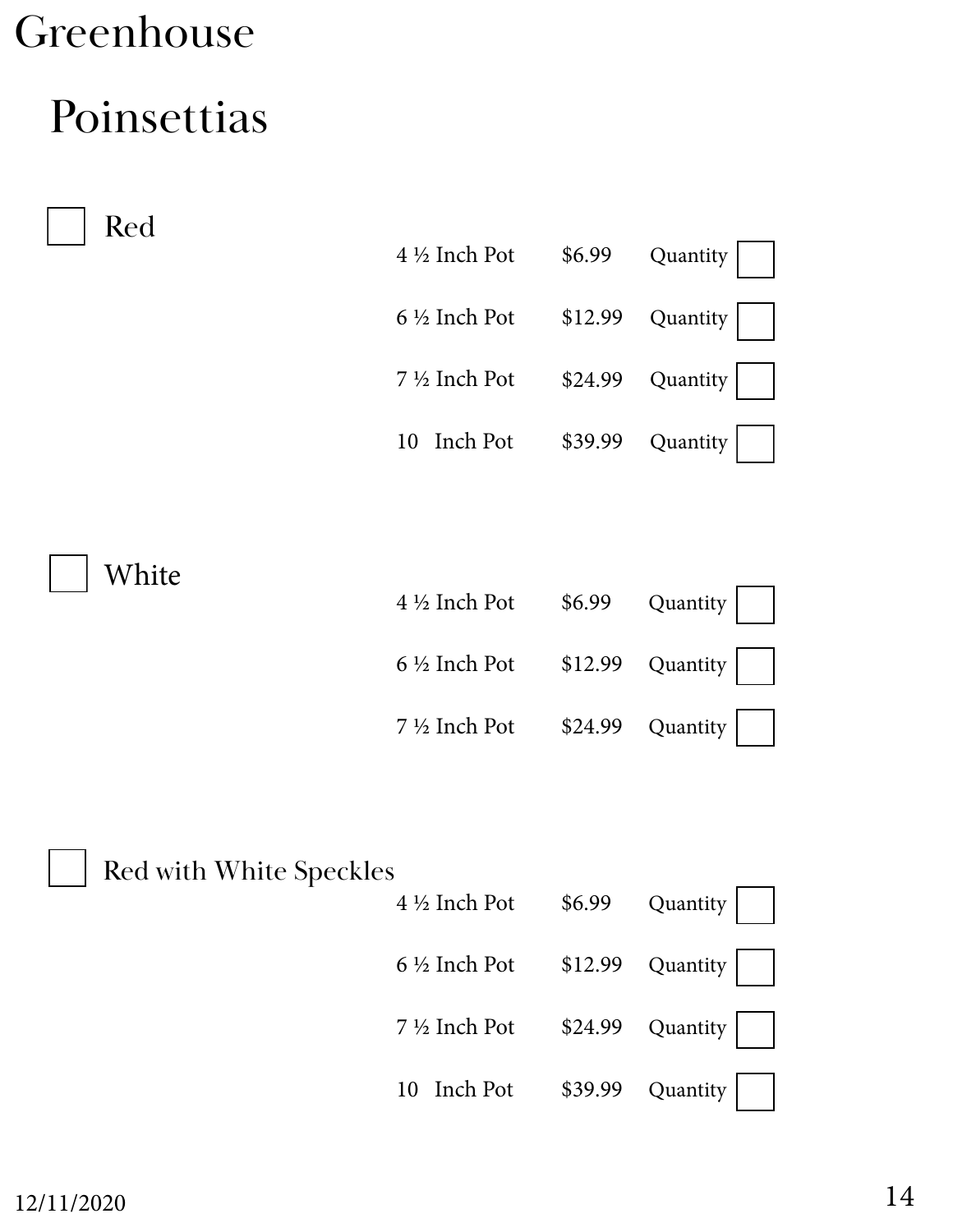# Greenhouse

## Poinsettias

☐ Red

| | | | |
|---|---|---|---|
| 4 ½ Inch Pot | $6.99 | Quantity | ☐ |
| 6 ½ Inch Pot | $12.99 | Quantity | ☐ |
| 7 ½ Inch Pot | $24.99 | Quantity | ☐ |
| 10 Inch Pot | $39.99 | Quantity | ☐ |

☐ White

| | | | |
|---|---|---|---|
| 4 ½ Inch Pot | $6.99 | Quantity | ☐ |
| 6 ½ Inch Pot | $12.99 | Quantity | ☐ |
| 7 ½ Inch Pot | $24.99 | Quantity | ☐ |

☐ Red with White Speckles

| | | | |
|---|---|---|---|
| 4 ½ Inch Pot | $6.99 | Quantity | ☐ |
| 6 ½ Inch Pot | $12.99 | Quantity | ☐ |
| 7 ½ Inch Pot | $24.99 | Quantity | ☐ |
| 10 Inch Pot | $39.99 | Quantity | ☐ |

12/11/2020